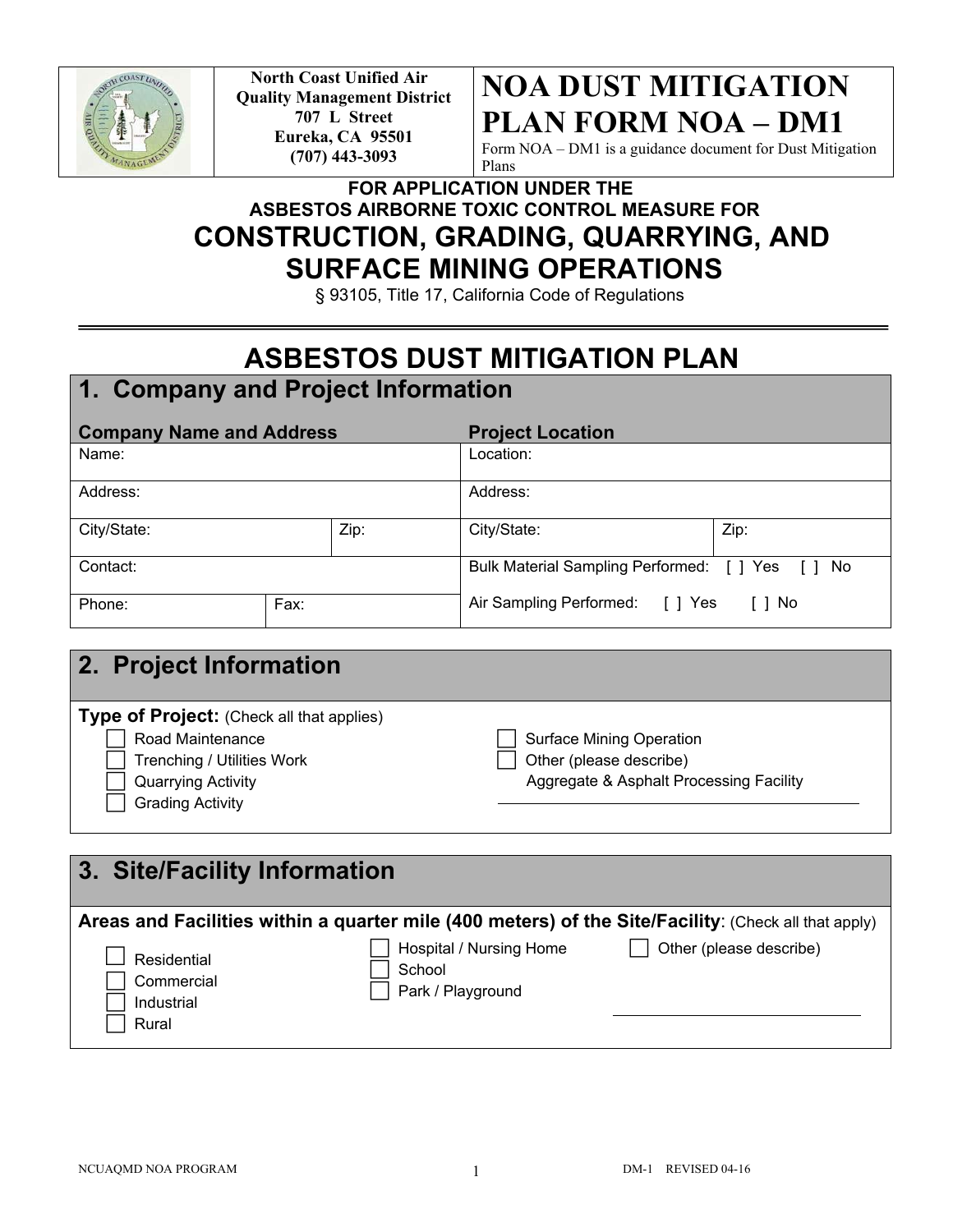North Coast Unified Air Quality Management District
707 L Street
Eureka, CA 95501
(707) 443-3093

# NOA DUST MITIGATION PLAN FORM NOA – DM1

Form NOA – DM1 is a guidance document for Dust Mitigation Plans

**FOR APPLICATION UNDER THE ASBESTOS AIRBORNE TOXIC CONTROL MEASURE FOR**

## CONSTRUCTION, GRADING, QUARRYING, AND SURFACE MINING OPERATIONS

§ 93105, Title 17, California Code of Regulations

---

# ASBESTOS DUST MITIGATION PLAN

## 1. Company and Project Information

| **Company Name and Address** | | | **Project Location** | |
|---|---|---|---|---|
| Name: | | | Location: | |
| Address: | | | Address: | |
| City/State: | | Zip: | City/State: | Zip: |
| Contact: | | | Bulk Material Sampling Performed: [ ] Yes [ ] No | |
| Phone: | Fax: | | Air Sampling Performed: [ ] Yes [ ] No | |

## 2. Project Information

**Type of Project:** (Check all that applies)

- ☐ Road Maintenance
- ☐ Trenching / Utilities Work
- ☐ Quarrying Activity
- ☐ Grading Activity
- ☐ Surface Mining Operation
- ☐ Other (please describe)
  Aggregate & Asphalt Processing Facility

## 3. Site/Facility Information

**Areas and Facilities within a quarter mile (400 meters) of the Site/Facility**: (Check all that apply)

- ☐ Residential
- ☐ Commercial
- ☐ Industrial
- ☐ Rural
- ☐ Hospital / Nursing Home
- ☐ School
- ☐ Park / Playground
- ☐ Other (please describe) ____________________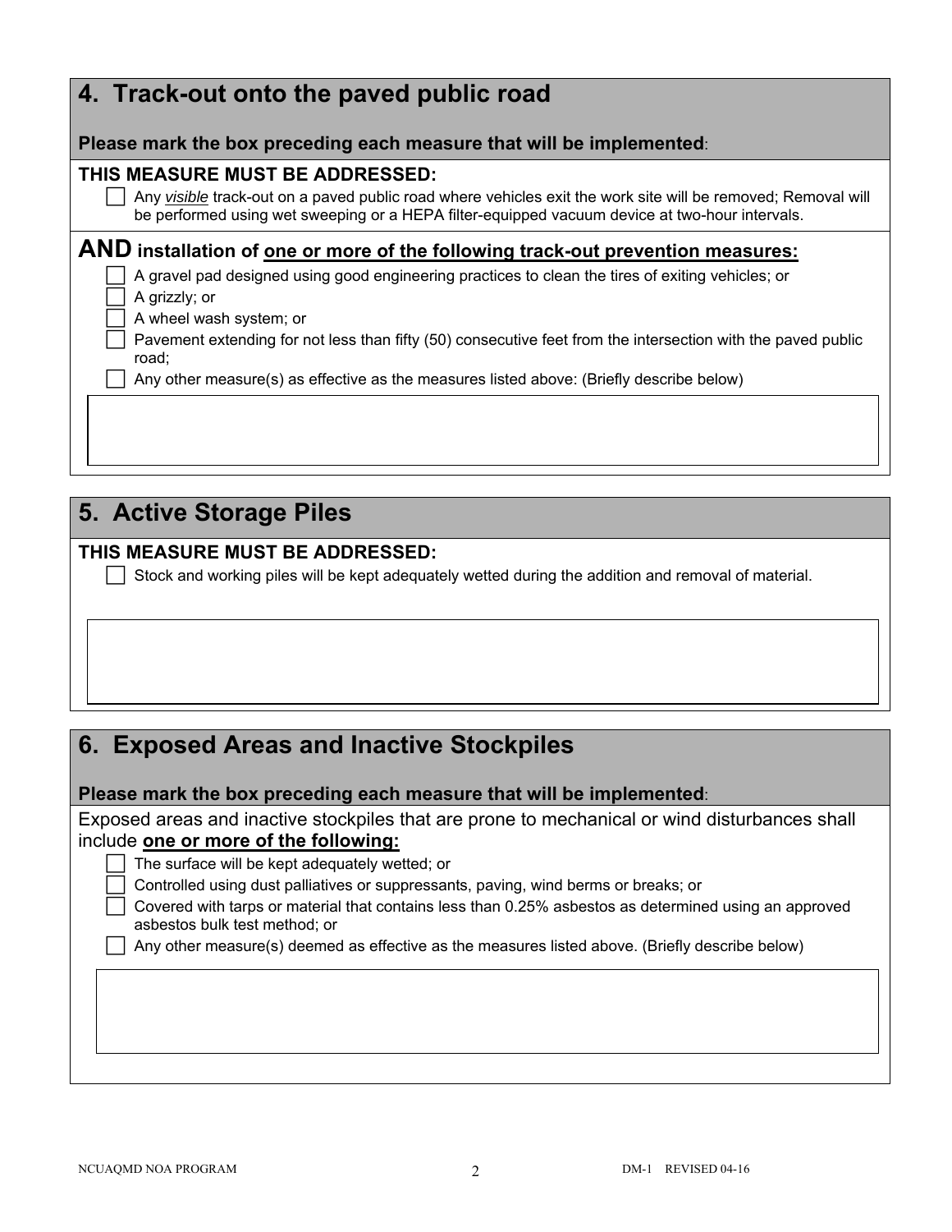## 4. Track-out onto the paved public road

**Please mark the box preceding each measure that will be implemented**:

**THIS MEASURE MUST BE ADDRESSED:**

- [ ] Any *visible* track-out on a paved public road where vehicles exit the work site will be removed; Removal will be performed using wet sweeping or a HEPA filter-equipped vacuum device at two-hour intervals.

**AND installation of one or more of the following track-out prevention measures:**

- [ ] A gravel pad designed using good engineering practices to clean the tires of exiting vehicles; or
- [ ] A grizzly; or
- [ ] A wheel wash system; or
- [ ] Pavement extending for not less than fifty (50) consecutive feet from the intersection with the paved public road;
- [ ] Any other measure(s) as effective as the measures listed above: (Briefly describe below)

## 5. Active Storage Piles

**THIS MEASURE MUST BE ADDRESSED:**

- [ ] Stock and working piles will be kept adequately wetted during the addition and removal of material.

## 6. Exposed Areas and Inactive Stockpiles

**Please mark the box preceding each measure that will be implemented**:

Exposed areas and inactive stockpiles that are prone to mechanical or wind disturbances shall include **one or more of the following:**

- [ ] The surface will be kept adequately wetted; or
- [ ] Controlled using dust palliatives or suppressants, paving, wind berms or breaks; or
- [ ] Covered with tarps or material that contains less than 0.25% asbestos as determined using an approved asbestos bulk test method; or
- [ ] Any other measure(s) deemed as effective as the measures listed above. (Briefly describe below)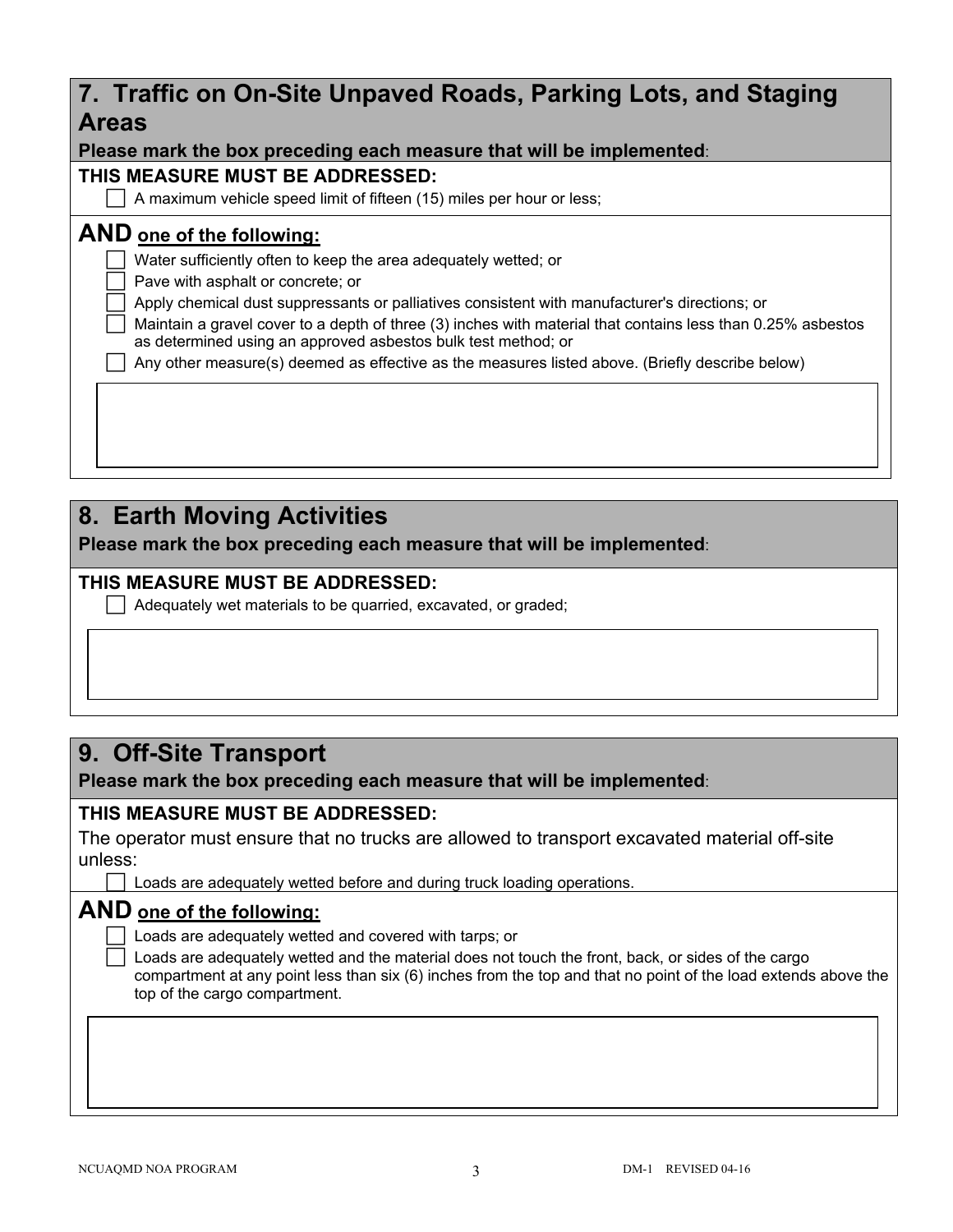## 7. Traffic on On-Site Unpaved Roads, Parking Lots, and Staging Areas

**Please mark the box preceding each measure that will be implemented**:

**THIS MEASURE MUST BE ADDRESSED:**

- ☐ A maximum vehicle speed limit of fifteen (15) miles per hour or less;

**AND** **one of the following:**

- ☐ Water sufficiently often to keep the area adequately wetted; or
- ☐ Pave with asphalt or concrete; or
- ☐ Apply chemical dust suppressants or palliatives consistent with manufacturer's directions; or
- ☐ Maintain a gravel cover to a depth of three (3) inches with material that contains less than 0.25% asbestos as determined using an approved asbestos bulk test method; or
- ☐ Any other measure(s) deemed as effective as the measures listed above. (Briefly describe below)

## 8. Earth Moving Activities

**Please mark the box preceding each measure that will be implemented**:

**THIS MEASURE MUST BE ADDRESSED:**

- ☐ Adequately wet materials to be quarried, excavated, or graded;

## 9. Off-Site Transport

**Please mark the box preceding each measure that will be implemented**:

**THIS MEASURE MUST BE ADDRESSED:**

The operator must ensure that no trucks are allowed to transport excavated material off-site unless:

- ☐ Loads are adequately wetted before and during truck loading operations.

**AND** **one of the following:**

- ☐ Loads are adequately wetted and covered with tarps; or
- ☐ Loads are adequately wetted and the material does not touch the front, back, or sides of the cargo compartment at any point less than six (6) inches from the top and that no point of the load extends above the top of the cargo compartment.

NCUAQMD NOA PROGRAM DM-1 REVISED 04-16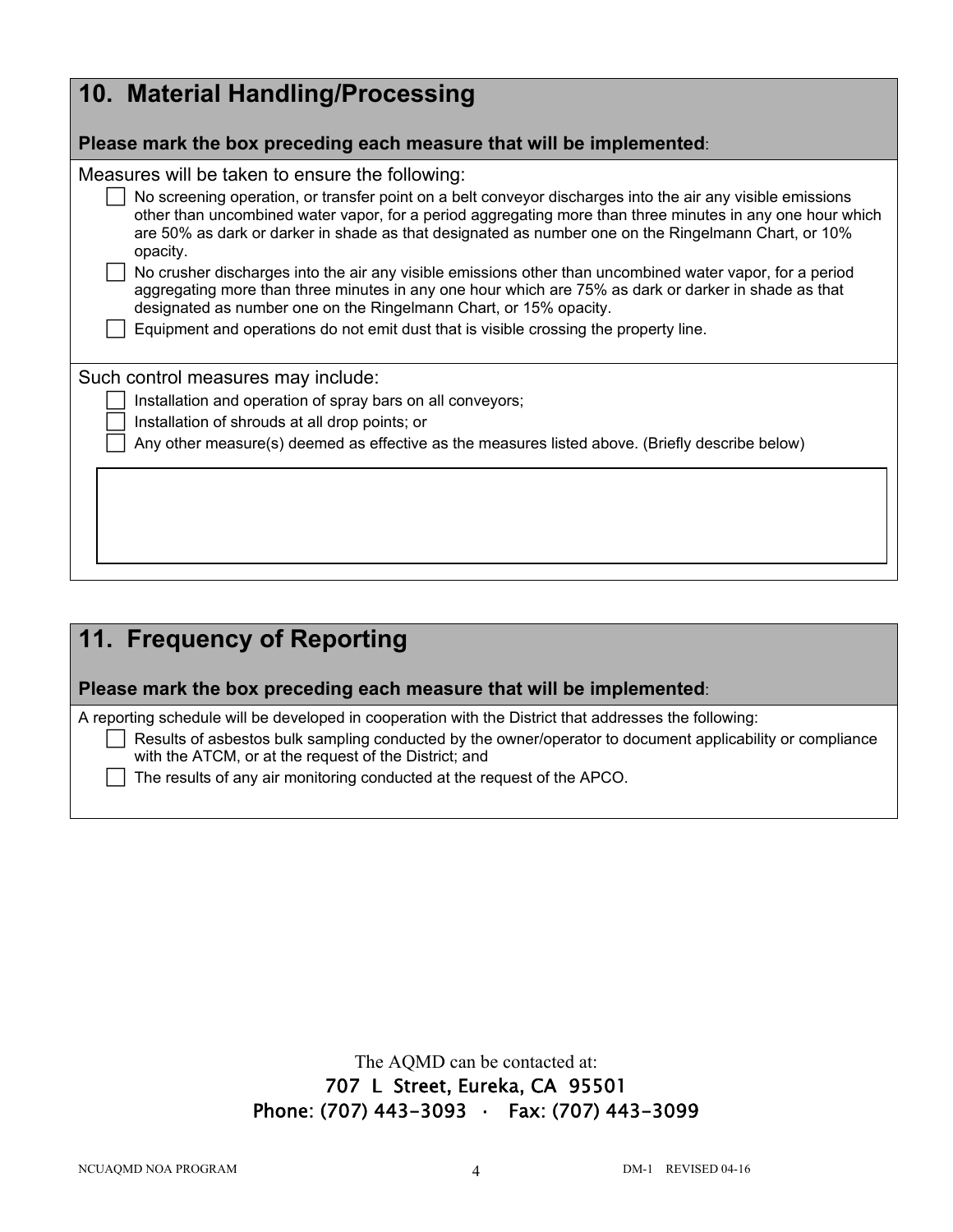## 10. Material Handling/Processing

**Please mark the box preceding each measure that will be implemented**:

Measures will be taken to ensure the following:

- ☐ No screening operation, or transfer point on a belt conveyor discharges into the air any visible emissions other than uncombined water vapor, for a period aggregating more than three minutes in any one hour which are 50% as dark or darker in shade as that designated as number one on the Ringelmann Chart, or 10% opacity.
- ☐ No crusher discharges into the air any visible emissions other than uncombined water vapor, for a period aggregating more than three minutes in any one hour which are 75% as dark or darker in shade as that designated as number one on the Ringelmann Chart, or 15% opacity.
- ☐ Equipment and operations do not emit dust that is visible crossing the property line.

Such control measures may include:

- ☐ Installation and operation of spray bars on all conveyors;
- ☐ Installation of shrouds at all drop points; or
- ☐ Any other measure(s) deemed as effective as the measures listed above. (Briefly describe below)

## 11. Frequency of Reporting

**Please mark the box preceding each measure that will be implemented**:

A reporting schedule will be developed in cooperation with the District that addresses the following:

- ☐ Results of asbestos bulk sampling conducted by the owner/operator to document applicability or compliance with the ATCM, or at the request of the District; and
- ☐ The results of any air monitoring conducted at the request of the APCO.

The AQMD can be contacted at:
707 L Street, Eureka, CA 95501
Phone: (707) 443-3093 · Fax: (707) 443-3099